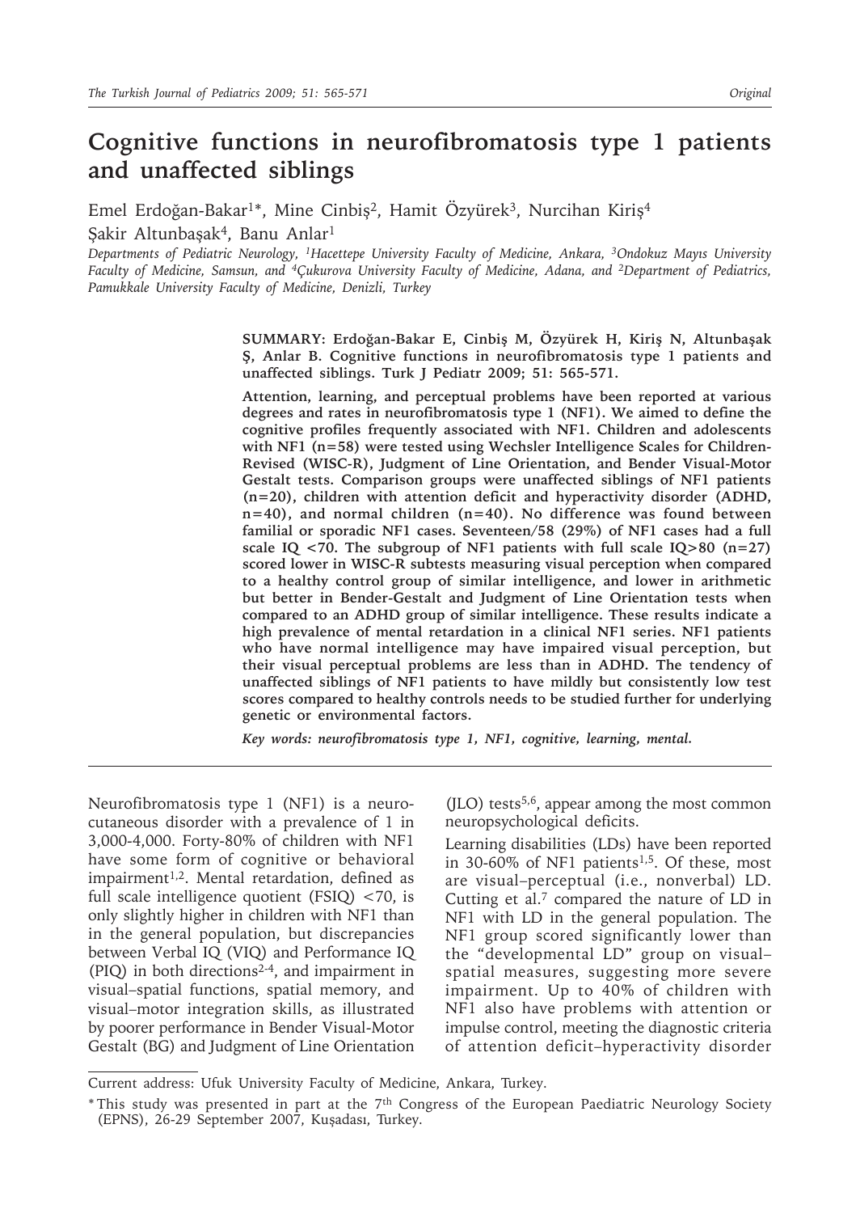# Cognitive functions in neurofibromatosis type 1 patients and unaffected siblings

Emel Erdoğan-Bakar[1]*, Mine Cinbiş[2], Hamit Özyürek[3], Nurcihan Kiriş[4]

Şakir Altunbaşak[4], Banu Anlar[1]

*Departments of Pediatric Neurology, [1]Hacettepe University Faculty of Medicine, Ankara, [3]Ondokuz Mayıs University Faculty of Medicine, Samsun, and [4]Çukurova University Faculty of Medicine, Adana, and [2]Department of Pediatrics, Pamukkale University Faculty of Medicine, Denizli, Turkey*

**SUMMARY: Erdoğan-Bakar E, Cinbiş M, Özyürek H, Kiriş N, Altunbaşak Ş, Anlar B. Cognitive functions in neurofibromatosis type 1 patients and unaffected siblings. Turk J Pediatr 2009; 51: 565-571.**

**Attention, learning, and perceptual problems have been reported at various degrees and rates in neurofibromatosis type 1 (NF1). We aimed to define the cognitive profiles frequently associated with NF1. Children and adolescents with NF1 (n=58) were tested using Wechsler Intelligence Scales for Children-Revised (WISC-R), Judgment of Line Orientation, and Bender Visual-Motor Gestalt tests. Comparison groups were unaffected siblings of NF1 patients (n=20), children with attention deficit and hyperactivity disorder (ADHD, n=40), and normal children (n=40). No difference was found between familial or sporadic NF1 cases. Seventeen/58 (29%) of NF1 cases had a full scale IQ <70. The subgroup of NF1 patients with full scale IQ>80 (n=27) scored lower in WISC-R subtests measuring visual perception when compared to a healthy control group of similar intelligence, and lower in arithmetic but better in Bender-Gestalt and Judgment of Line Orientation tests when compared to an ADHD group of similar intelligence. These results indicate a high prevalence of mental retardation in a clinical NF1 series. NF1 patients who have normal intelligence may have impaired visual perception, but their visual perceptual problems are less than in ADHD. The tendency of unaffected siblings of NF1 patients to have mildly but consistently low test scores compared to healthy controls needs to be studied further for underlying genetic or environmental factors.**

***Key words:*** *neurofibromatosis type 1, NF1, cognitive, learning, mental.*

Neurofibromatosis type 1 (NF1) is a neurocutaneous disorder with a prevalence of 1 in 3,000-4,000. Forty-80% of children with NF1 have some form of cognitive or behavioral impairment[1,2]. Mental retardation, defined as full scale intelligence quotient (FSIQ) <70, is only slightly higher in children with NF1 than in the general population, but discrepancies between Verbal IQ (VIQ) and Performance IQ (PIQ) in both directions[2-4], and impairment in visual–spatial functions, spatial memory, and visual–motor integration skills, as illustrated by poorer performance in Bender Visual-Motor Gestalt (BG) and Judgment of Line Orientation (JLO) tests[5,6], appear among the most common neuropsychological deficits.

Learning disabilities (LDs) have been reported in 30-60% of NF1 patients[1,5]. Of these, most are visual–perceptual (i.e., nonverbal) LD. Cutting et al.[7] compared the nature of LD in NF1 with LD in the general population. The NF1 group scored significantly lower than the "developmental LD" group on visual–spatial measures, suggesting more severe impairment. Up to 40% of children with NF1 also have problems with attention or impulse control, meeting the diagnostic criteria of attention deficit–hyperactivity disorder

Current address: Ufuk University Faculty of Medicine, Ankara, Turkey.

\* This study was presented in part at the 7th Congress of the European Paediatric Neurology Society (EPNS), 26-29 September 2007, Kuşadası, Turkey.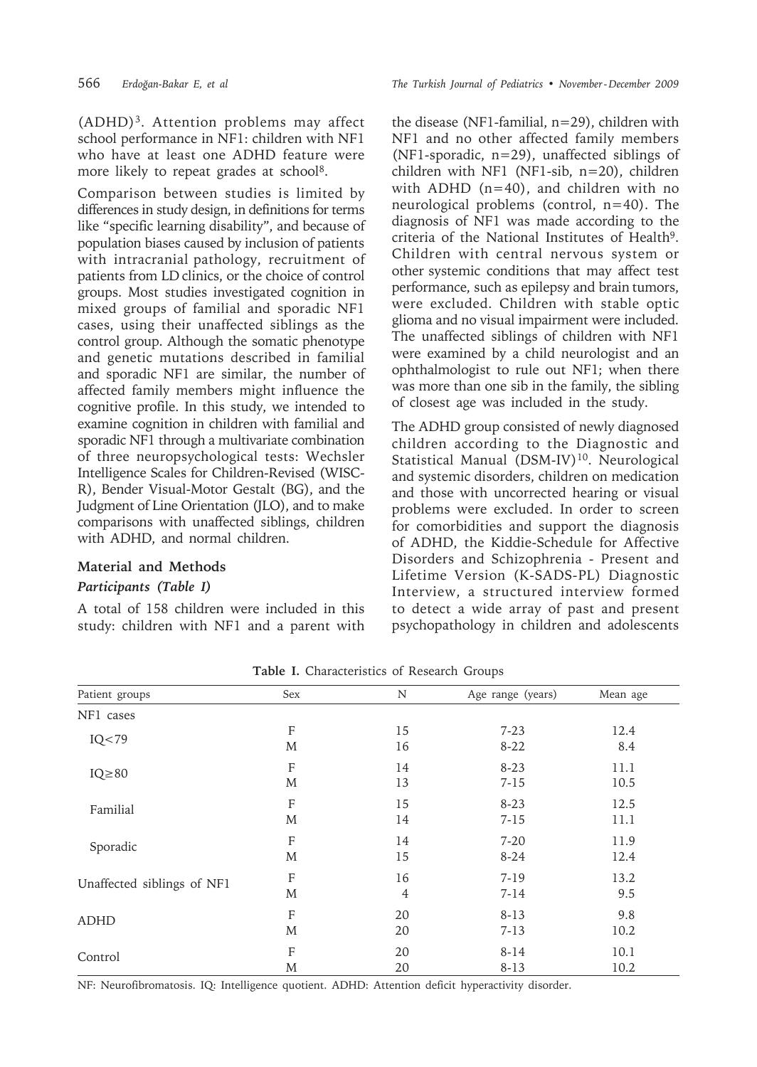(ADHD)[3]. Attention problems may affect school performance in NF1: children with NF1 who have at least one ADHD feature were more likely to repeat grades at school[8].

Comparison between studies is limited by differences in study design, in definitions for terms like "specific learning disability", and because of population biases caused by inclusion of patients with intracranial pathology, recruitment of patients from LD clinics, or the choice of control groups. Most studies investigated cognition in mixed groups of familial and sporadic NF1 cases, using their unaffected siblings as the control group. Although the somatic phenotype and genetic mutations described in familial and sporadic NF1 are similar, the number of affected family members might influence the cognitive profile. In this study, we intended to examine cognition in children with familial and sporadic NF1 through a multivariate combination of three neuropsychological tests: Wechsler Intelligence Scales for Children-Revised (WISC-R), Bender Visual-Motor Gestalt (BG), and the Judgment of Line Orientation (JLO), and to make comparisons with unaffected siblings, children with ADHD, and normal children.

## Material and Methods

### *Participants (Table I)*

A total of 158 children were included in this study: children with NF1 and a parent with the disease (NF1-familial, n=29), children with NF1 and no other affected family members (NF1-sporadic, n=29), unaffected siblings of children with NF1 (NF1-sib, n=20), children with ADHD (n=40), and children with no neurological problems (control, n=40). The diagnosis of NF1 was made according to the criteria of the National Institutes of Health[9]. Children with central nervous system or other systemic conditions that may affect test performance, such as epilepsy and brain tumors, were excluded. Children with stable optic glioma and no visual impairment were included. The unaffected siblings of children with NF1 were examined by a child neurologist and an ophthalmologist to rule out NF1; when there was more than one sib in the family, the sibling of closest age was included in the study.

The ADHD group consisted of newly diagnosed children according to the Diagnostic and Statistical Manual (DSM-IV)[10]. Neurological and systemic disorders, children on medication and those with uncorrected hearing or visual problems were excluded. In order to screen for comorbidities and support the diagnosis of ADHD, the Kiddie-Schedule for Affective Disorders and Schizophrenia - Present and Lifetime Version (K-SADS-PL) Diagnostic Interview, a structured interview formed to detect a wide array of past and present psychopathology in children and adolescents

**Table I.** Characteristics of Research Groups

| Patient groups | Sex | N | Age range (years) | Mean age |
|---|---|---|---|---|
| NF1 cases | | | | |
| IQ<79 | F | 15 | 7-23 | 12.4 |
| | M | 16 | 8-22 | 8.4 |
| IQ≥80 | F | 14 | 8-23 | 11.1 |
| | M | 13 | 7-15 | 10.5 |
| Familial | F | 15 | 8-23 | 12.5 |
| | M | 14 | 7-15 | 11.1 |
| Sporadic | F | 14 | 7-20 | 11.9 |
| | M | 15 | 8-24 | 12.4 |
| Unaffected siblings of NF1 | F | 16 | 7-19 | 13.2 |
| | M | 4 | 7-14 | 9.5 |
| ADHD | F | 20 | 8-13 | 9.8 |
| | M | 20 | 7-13 | 10.2 |
| Control | F | 20 | 8-14 | 10.1 |
| | M | 20 | 8-13 | 10.2 |

NF: Neurofibromatosis. IQ: Intelligence quotient. ADHD: Attention deficit hyperactivity disorder.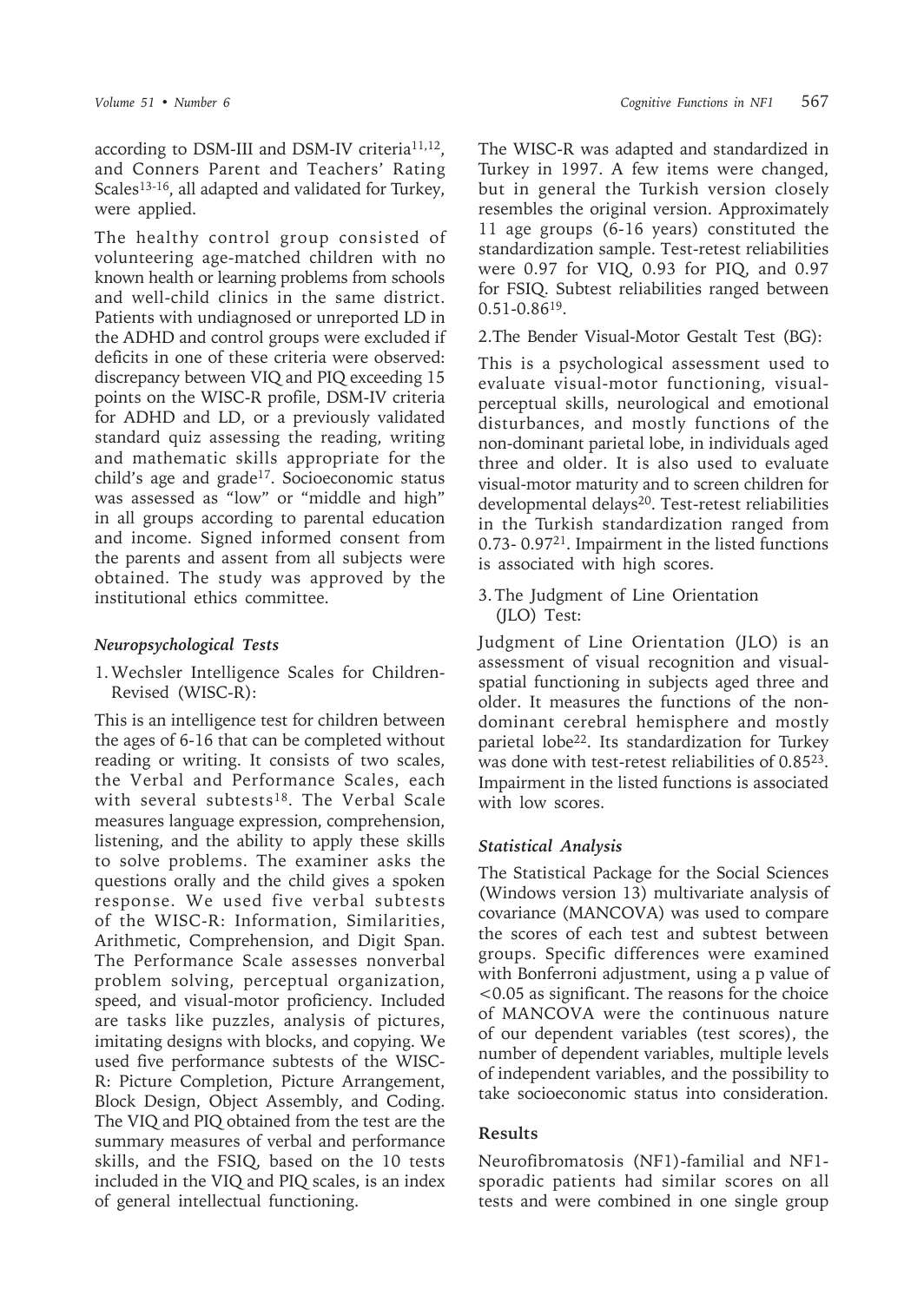according to DSM-III and DSM-IV criteria[11,12], and Conners Parent and Teachers' Rating Scales[13-16], all adapted and validated for Turkey, were applied.

The healthy control group consisted of volunteering age-matched children with no known health or learning problems from schools and well-child clinics in the same district. Patients with undiagnosed or unreported LD in the ADHD and control groups were excluded if deficits in one of these criteria were observed: discrepancy between VIQ and PIQ exceeding 15 points on the WISC-R profile, DSM-IV criteria for ADHD and LD, or a previously validated standard quiz assessing the reading, writing and mathematic skills appropriate for the child's age and grade[17]. Socioeconomic status was assessed as "low" or "middle and high" in all groups according to parental education and income. Signed informed consent from the parents and assent from all subjects were obtained. The study was approved by the institutional ethics committee.

### *Neuropsychological Tests*

1. Wechsler Intelligence Scales for Children-Revised (WISC-R):

This is an intelligence test for children between the ages of 6-16 that can be completed without reading or writing. It consists of two scales, the Verbal and Performance Scales, each with several subtests[18]. The Verbal Scale measures language expression, comprehension, listening, and the ability to apply these skills to solve problems. The examiner asks the questions orally and the child gives a spoken response. We used five verbal subtests of the WISC-R: Information, Similarities, Arithmetic, Comprehension, and Digit Span. The Performance Scale assesses nonverbal problem solving, perceptual organization, speed, and visual-motor proficiency. Included are tasks like puzzles, analysis of pictures, imitating designs with blocks, and copying. We used five performance subtests of the WISC-R: Picture Completion, Picture Arrangement, Block Design, Object Assembly, and Coding. The VIQ and PIQ obtained from the test are the summary measures of verbal and performance skills, and the FSIQ, based on the 10 tests included in the VIQ and PIQ scales, is an index of general intellectual functioning.

The WISC-R was adapted and standardized in Turkey in 1997. A few items were changed, but in general the Turkish version closely resembles the original version. Approximately 11 age groups (6-16 years) constituted the standardization sample. Test-retest reliabilities were 0.97 for VIQ, 0.93 for PIQ, and 0.97 for FSIQ. Subtest reliabilities ranged between 0.51-0.86[19].

2. The Bender Visual-Motor Gestalt Test (BG):

This is a psychological assessment used to evaluate visual-motor functioning, visual-perceptual skills, neurological and emotional disturbances, and mostly functions of the non-dominant parietal lobe, in individuals aged three and older. It is also used to evaluate visual-motor maturity and to screen children for developmental delays[20]. Test-retest reliabilities in the Turkish standardization ranged from 0.73- 0.97[21]. Impairment in the listed functions is associated with high scores.

3. The Judgment of Line Orientation (JLO) Test:

Judgment of Line Orientation (JLO) is an assessment of visual recognition and visual-spatial functioning in subjects aged three and older. It measures the functions of the non-dominant cerebral hemisphere and mostly parietal lobe[22]. Its standardization for Turkey was done with test-retest reliabilities of 0.85[23]. Impairment in the listed functions is associated with low scores.

### *Statistical Analysis*

The Statistical Package for the Social Sciences (Windows version 13) multivariate analysis of covariance (MANCOVA) was used to compare the scores of each test and subtest between groups. Specific differences were examined with Bonferroni adjustment, using a p value of $<0.05$ as significant. The reasons for the choice of MANCOVA were the continuous nature of our dependent variables (test scores), the number of dependent variables, multiple levels of independent variables, and the possibility to take socioeconomic status into consideration.

## Results

Neurofibromatosis (NF1)-familial and NF1-sporadic patients had similar scores on all tests and were combined in one single group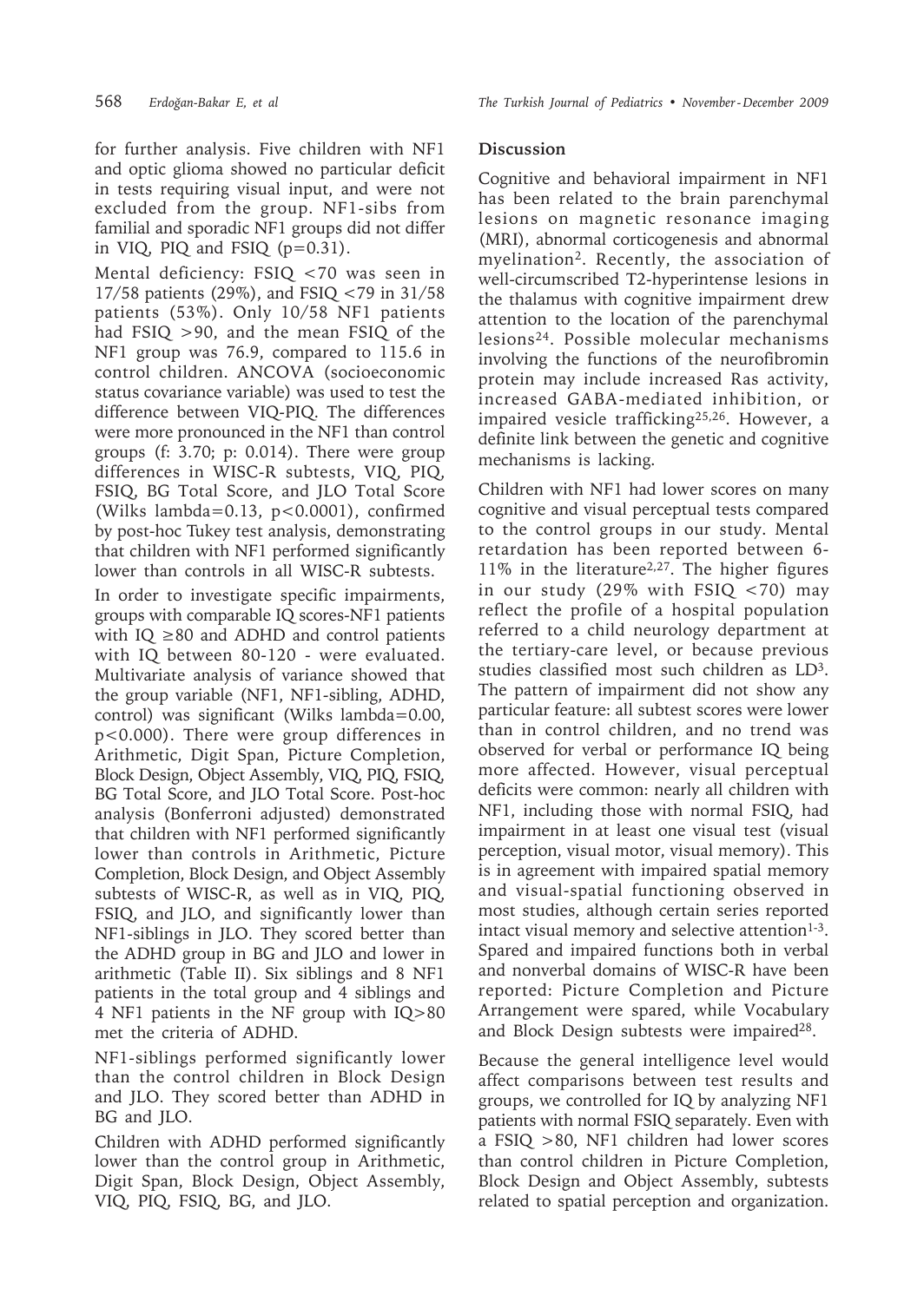for further analysis. Five children with NF1 and optic glioma showed no particular deficit in tests requiring visual input, and were not excluded from the group. NF1-sibs from familial and sporadic NF1 groups did not differ in VIQ, PIQ and FSIQ ($p=0.31$).

Mental deficiency: FSIQ <70 was seen in 17/58 patients (29%), and FSIQ <79 in 31/58 patients (53%). Only 10/58 NF1 patients had FSIQ >90, and the mean FSIQ of the NF1 group was 76.9, compared to 115.6 in control children. ANCOVA (socioeconomic status covariance variable) was used to test the difference between VIQ-PIQ. The differences were more pronounced in the NF1 than control groups (f: 3.70; p: 0.014). There were group differences in WISC-R subtests, VIQ, PIQ, FSIQ, BG Total Score, and JLO Total Score (Wilks lambda=0.13, $p<0.0001$), confirmed by post-hoc Tukey test analysis, demonstrating that children with NF1 performed significantly lower than controls in all WISC-R subtests.

In order to investigate specific impairments, groups with comparable IQ scores-NF1 patients with IQ ≥80 and ADHD and control patients with IQ between 80-120 - were evaluated. Multivariate analysis of variance showed that the group variable (NF1, NF1-sibling, ADHD, control) was significant (Wilks lambda=0.00, $p<0.000$). There were group differences in Arithmetic, Digit Span, Picture Completion, Block Design, Object Assembly, VIQ, PIQ, FSIQ, BG Total Score, and JLO Total Score. Post-hoc analysis (Bonferroni adjusted) demonstrated that children with NF1 performed significantly lower than controls in Arithmetic, Picture Completion, Block Design, and Object Assembly subtests of WISC-R, as well as in VIQ, PIQ, FSIQ, and JLO, and significantly lower than NF1-siblings in JLO. They scored better than the ADHD group in BG and JLO and lower in arithmetic (Table II). Six siblings and 8 NF1 patients in the total group and 4 siblings and 4 NF1 patients in the NF group with IQ>80 met the criteria of ADHD.

NF1-siblings performed significantly lower than the control children in Block Design and JLO. They scored better than ADHD in BG and JLO.

Children with ADHD performed significantly lower than the control group in Arithmetic, Digit Span, Block Design, Object Assembly, VIQ, PIQ, FSIQ, BG, and JLO.

## Discussion

Cognitive and behavioral impairment in NF1 has been related to the brain parenchymal lesions on magnetic resonance imaging (MRI), abnormal corticogenesis and abnormal myelination[2]. Recently, the association of well-circumscribed T2-hyperintense lesions in the thalamus with cognitive impairment drew attention to the location of the parenchymal lesions[24]. Possible molecular mechanisms involving the functions of the neurofibromin protein may include increased Ras activity, increased GABA-mediated inhibition, or impaired vesicle trafficking[25,26]. However, a definite link between the genetic and cognitive mechanisms is lacking.

Children with NF1 had lower scores on many cognitive and visual perceptual tests compared to the control groups in our study. Mental retardation has been reported between 6-11% in the literature[2,27]. The higher figures in our study (29% with FSIQ <70) may reflect the profile of a hospital population referred to a child neurology department at the tertiary-care level, or because previous studies classified most such children as LD[3]. The pattern of impairment did not show any particular feature: all subtest scores were lower than in control children, and no trend was observed for verbal or performance IQ being more affected. However, visual perceptual deficits were common: nearly all children with NF1, including those with normal FSIQ, had impairment in at least one visual test (visual perception, visual motor, visual memory). This is in agreement with impaired spatial memory and visual-spatial functioning observed in most studies, although certain series reported intact visual memory and selective attention[1-3]. Spared and impaired functions both in verbal and nonverbal domains of WISC-R have been reported: Picture Completion and Picture Arrangement were spared, while Vocabulary and Block Design subtests were impaired[28].

Because the general intelligence level would affect comparisons between test results and groups, we controlled for IQ by analyzing NF1 patients with normal FSIQ separately. Even with a FSIQ >80, NF1 children had lower scores than control children in Picture Completion, Block Design and Object Assembly, subtests related to spatial perception and organization.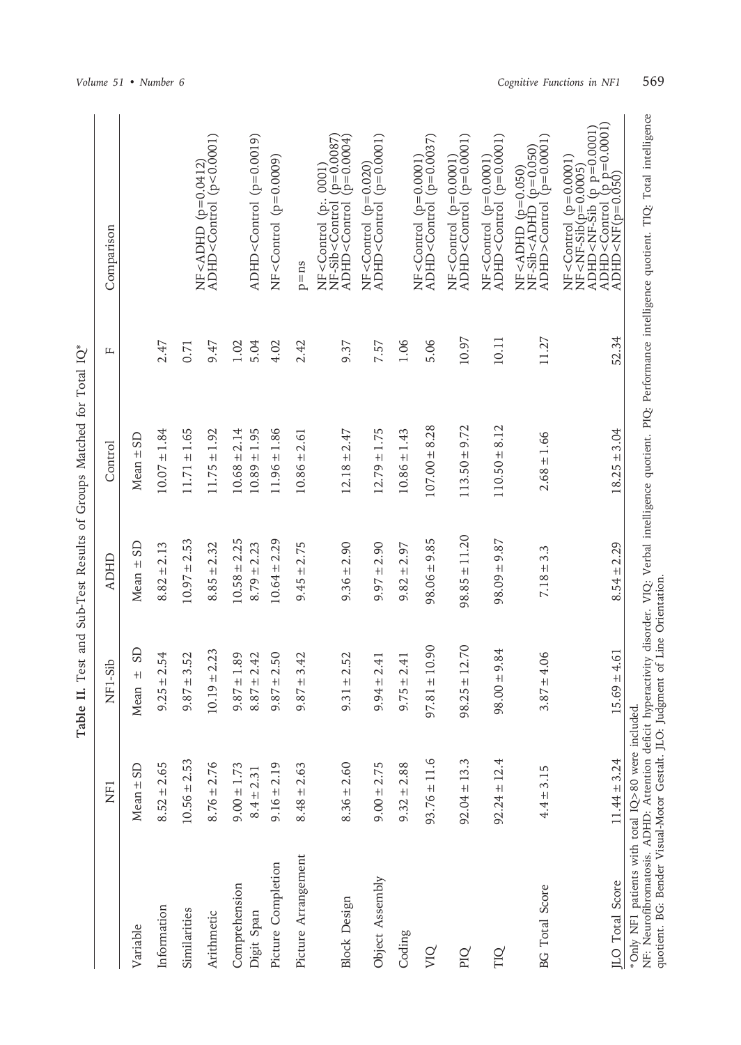**Table II.** Test and Sub-Test Results of Groups Matched for Total IQ*

| Variable | NF1 | NF1-Sib | ADHD | Control | F | Comparison |
|---|---|---|---|---|---|---|
| | Mean ± SD | Mean ± SD | Mean ± SD | Mean ± SD | | |
| Information | 8.52 ± 2.65 | 9.25 ± 2.54 | 8.82 ± 2.13 | 10.07 ± 1.84 | 2.47 | |
| Similarities | 10.56 ± 2.53 | 9.87 ± 3.52 | 10.97 ± 2.53 | 11.71 ± 1.65 | 0.71 | |
| Arithmetic | 8.76 ± 2.76 | 10.19 ± 2.23 | 8.85 ± 2.32 | 11.75 ± 1.92 | 9.47 | NF<ADHD (p=0.0412) ADHD<Control (p<0.0001) |
| Comprehension | 9.00 ± 1.73 | 9.87 ± 1.89 | 10.58 ± 2.25 | 10.68 ± 2.14 | 1.02 | |
| Digit Span | 8.4 ± 2.31 | 8.87 ± 2.42 | 8.79 ± 2.23 | 10.89 ± 1.95 | 5.04 | ADHD<Control (p=0.0019) |
| Picture Completion | 9.16 ± 2.19 | 9.87 ± 2.50 | 10.64 ± 2.29 | 11.96 ± 1.86 | 4.02 | NF<Control (p=0.0009) |
| Picture Arrangement | 8.48 ± 2.63 | 9.87 ± 3.42 | 9.45 ± 2.75 | 10.86 ± 2.61 | 2.42 | p=ns |
| Block Design | 8.36 ± 2.60 | 9.31 ± 2.52 | 9.36 ± 2.90 | 12.18 ± 2.47 | 9.37 | NF<Control (p:. 0001) NF-Sib<Control (p=0.0087) ADHD<Control (p=0.0004) |
| Object Assembly | 9.00 ± 2.75 | 9.94 ± 2.41 | 9.97 ± 2.90 | 12.79 ± 1.75 | 7.57 | NF<Control (p=0.020) ADHD<Control (p=0.0001) |
| Coding | 9.32 ± 2.88 | 9.75 ± 2.41 | 9.82 ± 2.97 | 10.86 ± 1.43 | 1.06 | |
| VIQ | 93.76 ± 11.6 | 97.81 ± 10.90 | 98.06 ± 9.85 | 107.00 ± 8.28 | 5.06 | NF<Control (p=0.0001) ADHD<Control (p=0.0037) |
| PIQ | 92.04 ± 13.3 | 98.25 ± 12.70 | 98.85 ± 11.20 | 113.50 ± 9.72 | 10.97 | NF<Control (p=0.0001) ADHD<Control (p=0.0001) |
| TIQ | 92.24 ± 12.4 | 98.00 ± 9.84 | 98.09 ± 9.87 | 110.50 ± 8.12 | 10.11 | NF<Control (p=0.0001) ADHD<Control (p=0.0001) |
| BG Total Score | 4.4 ± 3.15 | 3.87 ± 4.06 | 7.18 ± 3.3 | 2.68 ± 1.66 | 11.27 | NF<ADHD (p=0.050) NF-Sib<ADHD (p=0.050) ADHD>Control (p=0.0001) |
| JLO Total Score | 11.44 ± 3.24 | 15.69 ± 4.61 | 8.54 ± 2.29 | 18.25 ± 3.04 | 52.34 | NF<Control (p=0.0001) NF<NF-Sib(p=0.0005) ADHD<NF-Sib (p p=0.0001) ADHD<Control (p p=0.0001) ADHD<NF(p=0.050) |

*Only NF1 patients with total IQ>80 were included.
NF: Neurofibromatosis. ADHD: Attention deficit hyperactivity disorder. VIQ: Verbal intelligence quotient. PIQ: Performance intelligence quotient. TIQ: Total intelligence quotient. BG: Bender Visual-Motor Gestalt. JLO: Judgment of Line Orientation.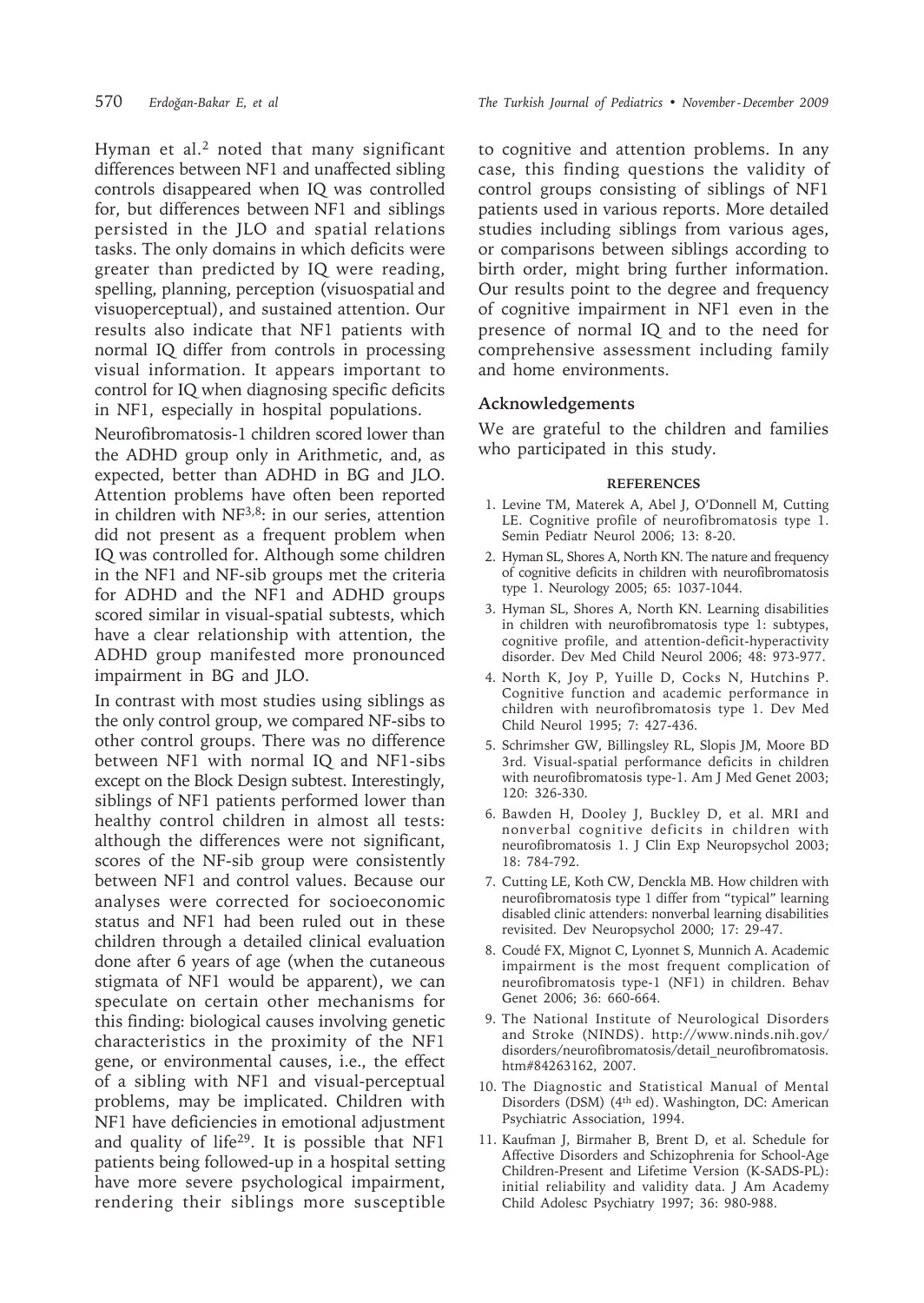Hyman et al.[2] noted that many significant differences between NF1 and unaffected sibling controls disappeared when IQ was controlled for, but differences between NF1 and siblings persisted in the JLO and spatial relations tasks. The only domains in which deficits were greater than predicted by IQ were reading, spelling, planning, perception (visuospatial and visuoperceptual), and sustained attention. Our results also indicate that NF1 patients with normal IQ differ from controls in processing visual information. It appears important to control for IQ when diagnosing specific deficits in NF1, especially in hospital populations.

Neurofibromatosis-1 children scored lower than the ADHD group only in Arithmetic, and, as expected, better than ADHD in BG and JLO. Attention problems have often been reported in children with NF[3,8]: in our series, attention did not present as a frequent problem when IQ was controlled for. Although some children in the NF1 and NF-sib groups met the criteria for ADHD and the NF1 and ADHD groups scored similar in visual-spatial subtests, which have a clear relationship with attention, the ADHD group manifested more pronounced impairment in BG and JLO.

In contrast with most studies using siblings as the only control group, we compared NF-sibs to other control groups. There was no difference between NF1 with normal IQ and NF1-sibs except on the Block Design subtest. Interestingly, siblings of NF1 patients performed lower than healthy control children in almost all tests: although the differences were not significant, scores of the NF-sib group were consistently between NF1 and control values. Because our analyses were corrected for socioeconomic status and NF1 had been ruled out in these children through a detailed clinical evaluation done after 6 years of age (when the cutaneous stigmata of NF1 would be apparent), we can speculate on certain other mechanisms for this finding: biological causes involving genetic characteristics in the proximity of the NF1 gene, or environmental causes, i.e., the effect of a sibling with NF1 and visual-perceptual problems, may be implicated. Children with NF1 have deficiencies in emotional adjustment and quality of life[29]. It is possible that NF1 patients being followed-up in a hospital setting have more severe psychological impairment, rendering their siblings more susceptible to cognitive and attention problems. In any case, this finding questions the validity of control groups consisting of siblings of NF1 patients used in various reports. More detailed studies including siblings from various ages, or comparisons between siblings according to birth order, might bring further information. Our results point to the degree and frequency of cognitive impairment in NF1 even in the presence of normal IQ and to the need for comprehensive assessment including family and home environments.

## Acknowledgements

We are grateful to the children and families who participated in this study.

## REFERENCES

1. Levine TM, Materek A, Abel J, O'Donnell M, Cutting LE. Cognitive profile of neurofibromatosis type 1. Semin Pediatr Neurol 2006; 13: 8-20.
2. Hyman SL, Shores A, North KN. The nature and frequency of cognitive deficits in children with neurofibromatosis type 1. Neurology 2005; 65: 1037-1044.
3. Hyman SL, Shores A, North KN. Learning disabilities in children with neurofibromatosis type 1: subtypes, cognitive profile, and attention-deficit-hyperactivity disorder. Dev Med Child Neurol 2006; 48: 973-977.
4. North K, Joy P, Yuille D, Cocks N, Hutchins P. Cognitive function and academic performance in children with neurofibromatosis type 1. Dev Med Child Neurol 1995; 7: 427-436.
5. Schrimsher GW, Billingsley RL, Slopis JM, Moore BD 3rd. Visual-spatial performance deficits in children with neurofibromatosis type-1. Am J Med Genet 2003; 120: 326-330.
6. Bawden H, Dooley J, Buckley D, et al. MRI and nonverbal cognitive deficits in children with neurofibromatosis 1. J Clin Exp Neuropsychol 2003; 18: 784-792.
7. Cutting LE, Koth CW, Denckla MB. How children with neurofibromatosis type 1 differ from "typical" learning disabled clinic attenders: nonverbal learning disabilities revisited. Dev Neuropsychol 2000; 17: 29-47.
8. Coudé FX, Mignot C, Lyonnet S, Munnich A. Academic impairment is the most frequent complication of neurofibromatosis type-1 (NF1) in children. Behav Genet 2006; 36: 660-664.
9. The National Institute of Neurological Disorders and Stroke (NINDS). http://www.ninds.nih.gov/disorders/neurofibromatosis/detail_neurofibromatosis.htm#84263162, 2007.
10. The Diagnostic and Statistical Manual of Mental Disorders (DSM) (4th ed). Washington, DC: American Psychiatric Association, 1994.
11. Kaufman J, Birmaher B, Brent D, et al. Schedule for Affective Disorders and Schizophrenia for School-Age Children-Present and Lifetime Version (K-SADS-PL): initial reliability and validity data. J Am Academy Child Adolesc Psychiatry 1997; 36: 980-988.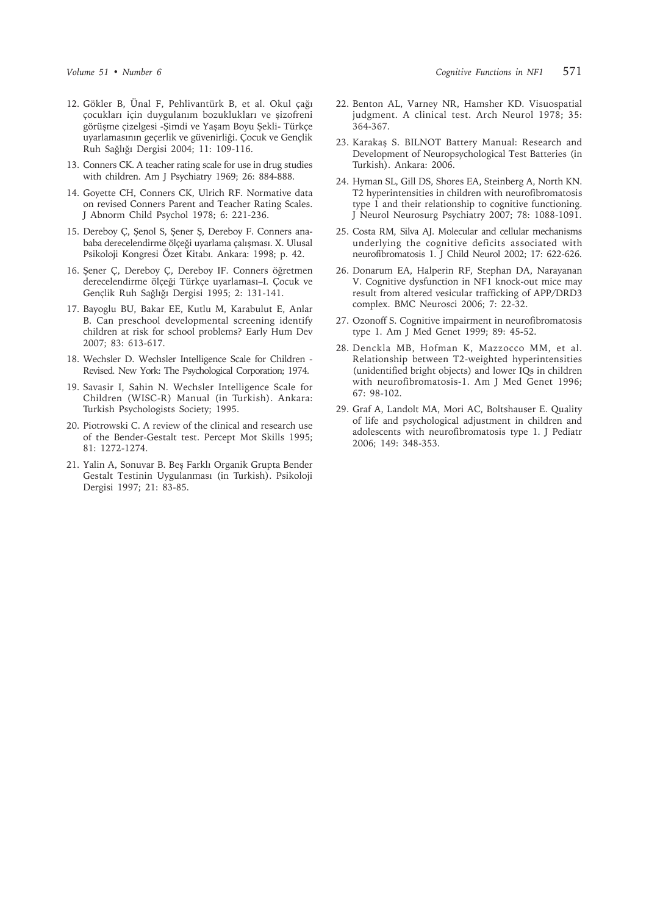12. Gökler B, Ünal F, Pehlivantürk B, et al. Okul çağı çocukları için duygulanım bozuklukları ve şizofreni görüşme çizelgesi -Şimdi ve Yaşam Boyu Şekli- Türkçe uyarlamasının geçerlik ve güvenirliği. Çocuk ve Gençlik Ruh Sağlığı Dergisi 2004; 11: 109-116.

13. Conners CK. A teacher rating scale for use in drug studies with children. Am J Psychiatry 1969; 26: 884-888.

14. Goyette CH, Conners CK, Ulrich RF. Normative data on revised Conners Parent and Teacher Rating Scales. J Abnorm Child Psychol 1978; 6: 221-236.

15. Dereboy Ç, Şenol S, Şener Ş, Dereboy F. Conners ana-baba derecelendirme ölçeği uyarlama çalışması. X. Ulusal Psikoloji Kongresi Özet Kitabı. Ankara: 1998; p. 42.

16. Şener Ç, Dereboy Ç, Dereboy IF. Conners öğretmen derecelendirme ölçeği Türkçe uyarlaması–I. Çocuk ve Gençlik Ruh Sağlığı Dergisi 1995; 2: 131-141.

17. Bayoglu BU, Bakar EE, Kutlu M, Karabulut E, Anlar B. Can preschool developmental screening identify children at risk for school problems? Early Hum Dev 2007; 83: 613-617.

18. Wechsler D. Wechsler Intelligence Scale for Children - Revised. New York: The Psychological Corporation; 1974.

19. Savasir I, Sahin N. Wechsler Intelligence Scale for Children (WISC-R) Manual (in Turkish). Ankara: Turkish Psychologists Society; 1995.

20. Piotrowski C. A review of the clinical and research use of the Bender-Gestalt test. Percept Mot Skills 1995; 81: 1272-1274.

21. Yalin A, Sonuvar B. Beş Farklı Organik Grupta Bender Gestalt Testinin Uygulanması (in Turkish). Psikoloji Dergisi 1997; 21: 83-85.

22. Benton AL, Varney NR, Hamsher KD. Visuospatial judgment. A clinical test. Arch Neurol 1978; 35: 364-367.

23. Karakaş S. BILNOT Battery Manual: Research and Development of Neuropsychological Test Batteries (in Turkish). Ankara: 2006.

24. Hyman SL, Gill DS, Shores EA, Steinberg A, North KN. T2 hyperintensities in children with neurofibromatosis type 1 and their relationship to cognitive functioning. J Neurol Neurosurg Psychiatry 2007; 78: 1088-1091.

25. Costa RM, Silva AJ. Molecular and cellular mechanisms underlying the cognitive deficits associated with neurofibromatosis 1. J Child Neurol 2002; 17: 622-626.

26. Donarum EA, Halperin RF, Stephan DA, Narayanan V. Cognitive dysfunction in NF1 knock-out mice may result from altered vesicular trafficking of APP/DRD3 complex. BMC Neurosci 2006; 7: 22-32.

27. Ozonoff S. Cognitive impairment in neurofibromatosis type 1. Am J Med Genet 1999; 89: 45-52.

28. Denckla MB, Hofman K, Mazzocco MM, et al. Relationship between T2-weighted hyperintensities (unidentified bright objects) and lower IQs in children with neurofibromatosis-1. Am J Med Genet 1996; 67: 98-102.

29. Graf A, Landolt MA, Mori AC, Boltshauser E. Quality of life and psychological adjustment in children and adolescents with neurofibromatosis type 1. J Pediatr 2006; 149: 348-353.